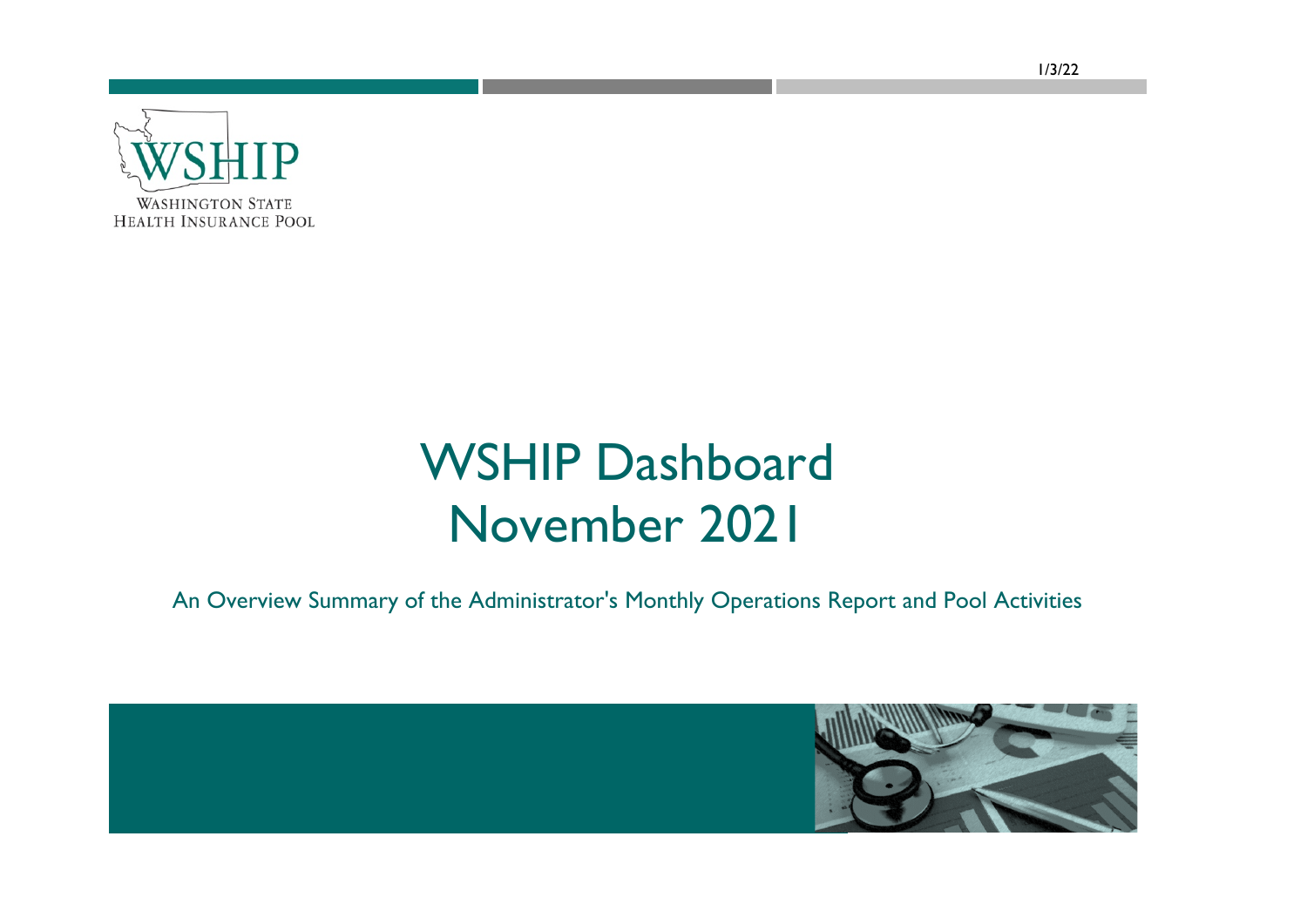1/3/22

WSHIP

WASHINGTON STATE
HEALTH INSURANCE POOL

# WSHIP Dashboard
# November 2021

An Overview Summary of the Administrator's Monthly Operations Report and Pool Activities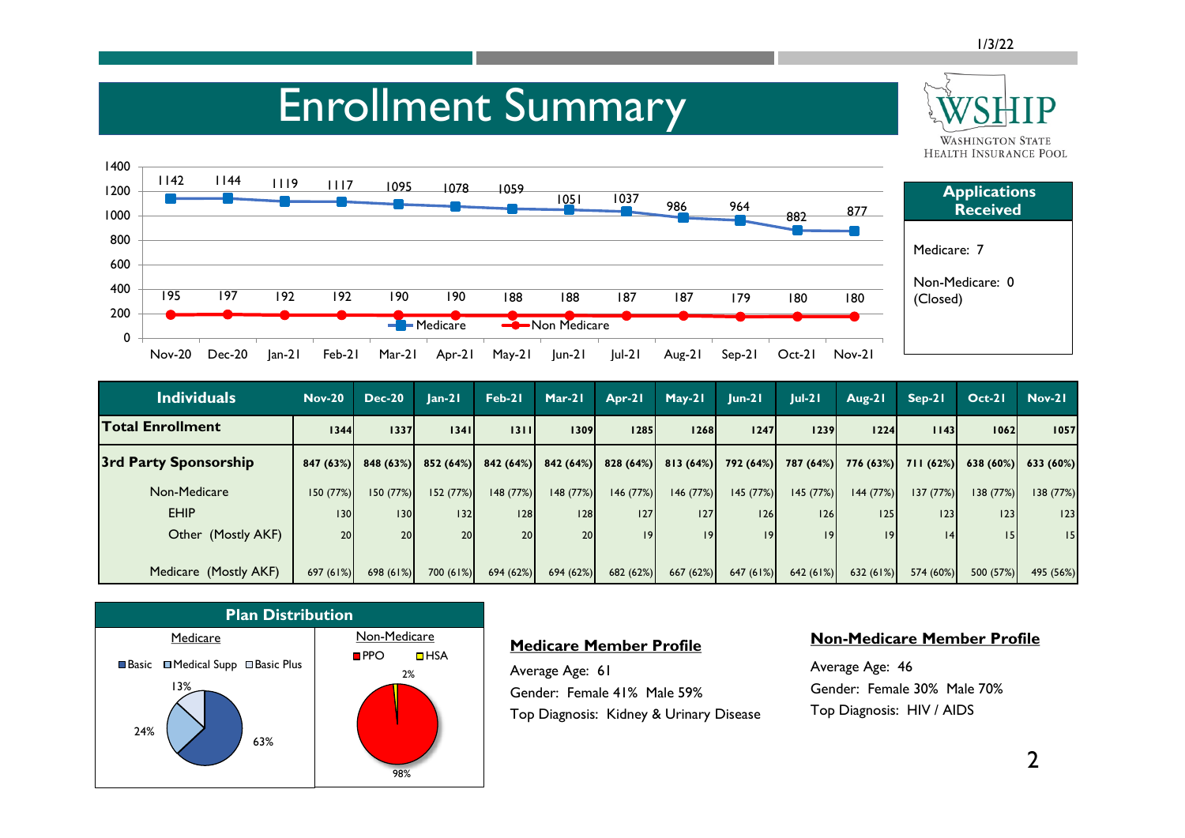# Enrollment Summary

WSHIP — Washington State Health Insurance Pool

| | Nov-20 | Dec-20 | Jan-21 | Feb-21 | Mar-21 | Apr-21 | May-21 | Jun-21 | Jul-21 | Aug-21 | Sep-21 | Oct-21 | Nov-21 |
|---|---|---|---|---|---|---|---|---|---|---|---|---|---|
| Medicare | 1142 | 1144 | 1119 | 1117 | 1095 | 1078 | 1059 | 1051 | 1037 | 986 | 964 | 882 | 877 |
| Non Medicare | 195 | 197 | 192 | 192 | 190 | 190 | 188 | 188 | 187 | 187 | 179 | 180 | 180 |

## Applications Received

Medicare: 7

Non-Medicare: 0 (Closed)

| Individuals | Nov-20 | Dec-20 | Jan-21 | Feb-21 | Mar-21 | Apr-21 | May-21 | Jun-21 | Jul-21 | Aug-21 | Sep-21 | Oct-21 | Nov-21 |
|---|---|---|---|---|---|---|---|---|---|---|---|---|---|
| **Total Enrollment** | 1344 | 1337 | 1341 | 1311 | 1309 | 1285 | 1268 | 1247 | 1239 | 1224 | 1143 | 1062 | 1057 |
| **3rd Party Sponsorship** | 847 (63%) | 848 (63%) | 852 (64%) | 842 (64%) | 842 (64%) | 828 (64%) | 813 (64%) | 792 (64%) | 787 (64%) | 776 (63%) | 711 (62%) | 638 (60%) | 633 (60%) |
| Non-Medicare | 150 (77%) | 150 (77%) | 152 (77%) | 148 (77%) | 148 (77%) | 146 (77%) | 146 (77%) | 145 (77%) | 145 (77%) | 144 (77%) | 137 (77%) | 138 (77%) | 138 (77%) |
| EHIP | 130 | 130 | 132 | 128 | 128 | 127 | 127 | 126 | 126 | 125 | 123 | 123 | 123 |
| Other (Mostly AKF) | 20 | 20 | 20 | 20 | 20 | 19 | 19 | 19 | 19 | 19 | 14 | 15 | 15 |
| Medicare (Mostly AKF) | 697 (61%) | 698 (61%) | 700 (61%) | 694 (62%) | 694 (62%) | 682 (62%) | 667 (62%) | 647 (61%) | 642 (61%) | 632 (61%) | 574 (60%) | 500 (57%) | 495 (56%) |

## Plan Distribution

**Medicare**

| Plan | Share |
|---|---|
| Basic | 63% |
| Medical Supp | 24% |
| Basic Plus | 13% |

**Non-Medicare**

| Plan | Share |
|---|---|
| PPO | 98% |
| HSA | 2% |

## Medicare Member Profile

Average Age: 61

Gender: Female 41% Male 59%

Top Diagnosis: Kidney & Urinary Disease

## Non-Medicare Member Profile

Average Age: 46

Gender: Female 30% Male 70%

Top Diagnosis: HIV / AIDS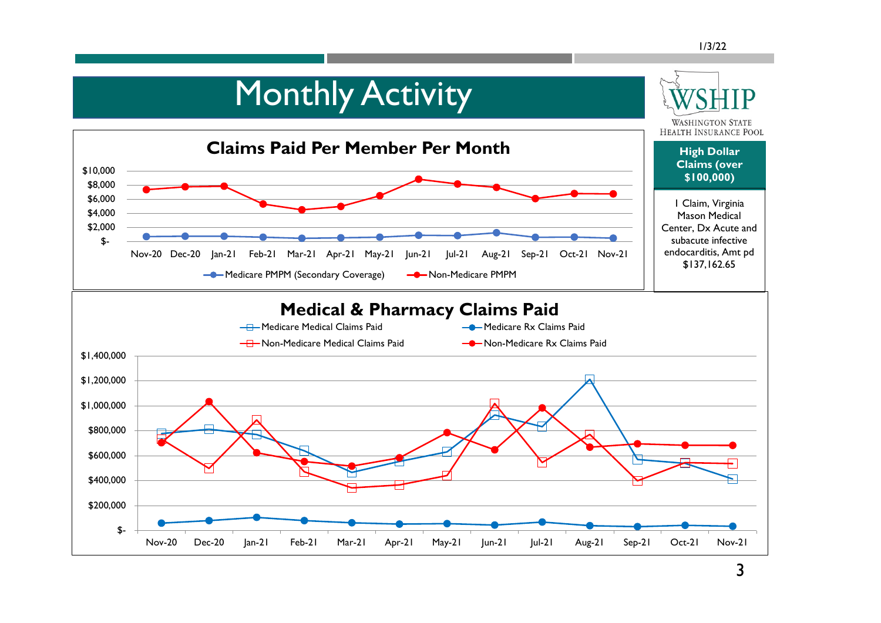# Monthly Activity

## Claims Paid Per Member Per Month

$10,000
$8,000
$6,000
$4,000
$2,000
$-

Nov-20 Dec-20 Jan-21 Feb-21 Mar-21 Apr-21 May-21 Jun-21 Jul-21 Aug-21 Sep-21 Oct-21 Nov-21

Medicare PMPM (Secondary Coverage) — Non-Medicare PMPM

**High Dollar Claims (over $100,000)**

1 Claim, Virginia Mason Medical Center, Dx Acute and subacute infective endocarditis, Amt pd $137,162.65

## Medical & Pharmacy Claims Paid

Medicare Medical Claims Paid — Medicare Rx Claims Paid — Non-Medicare Medical Claims Paid — Non-Medicare Rx Claims Paid

$1,400,000
$1,200,000
$1,000,000
$800,000
$600,000
$400,000
$200,000
$-

Nov-20 Dec-20 Jan-21 Feb-21 Mar-21 Apr-21 May-21 Jun-21 Jul-21 Aug-21 Sep-21 Oct-21 Nov-21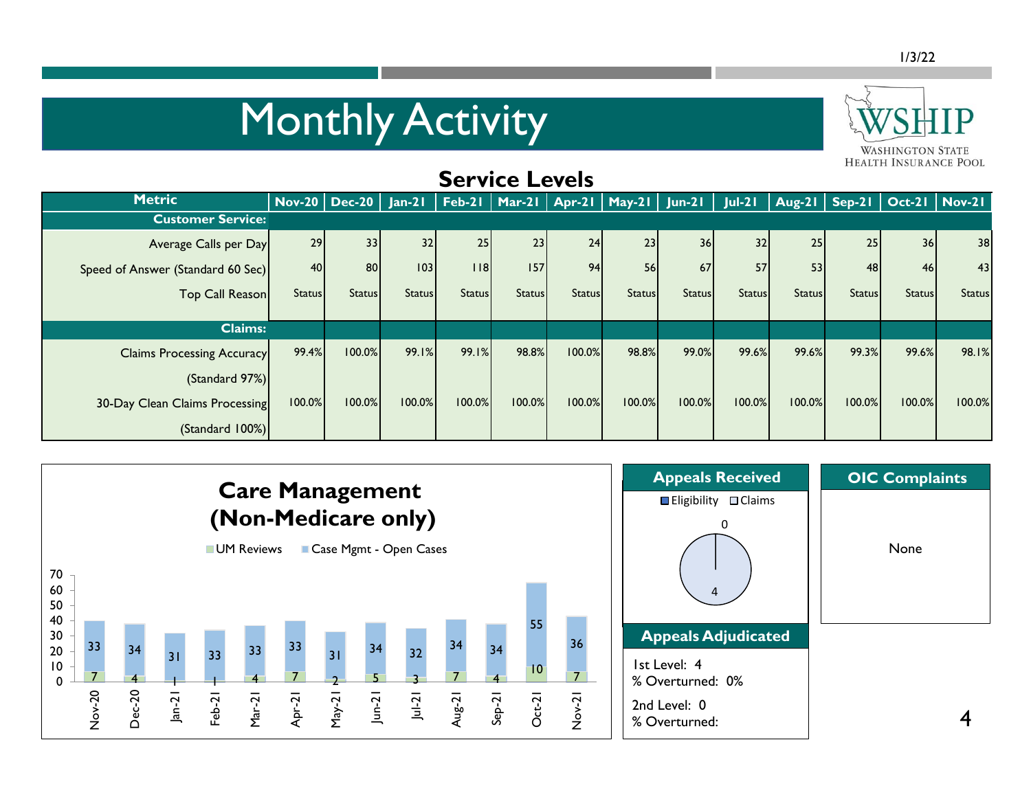# Monthly Activity

WSHIP
WASHINGTON STATE HEALTH INSURANCE POOL

## Service Levels

| Metric | Nov-20 | Dec-20 | Jan-21 | Feb-21 | Mar-21 | Apr-21 | May-21 | Jun-21 | Jul-21 | Aug-21 | Sep-21 | Oct-21 | Nov-21 |
|---|---|---|---|---|---|---|---|---|---|---|---|---|---|
| **Customer Service:** | | | | | | | | | | | | | |
| Average Calls per Day | 29 | 33 | 32 | 25 | 23 | 24 | 23 | 36 | 32 | 25 | 25 | 36 | 38 |
| Speed of Answer (Standard 60 Sec) | 40 | 80 | 103 | 118 | 157 | 94 | 56 | 67 | 57 | 53 | 48 | 46 | 43 |
| Top Call Reason | Status | Status | Status | Status | Status | Status | Status | Status | Status | Status | Status | Status | Status |
| **Claims:** | | | | | | | | | | | | | |
| Claims Processing Accuracy (Standard 97%) | 99.4% | 100.0% | 99.1% | 99.1% | 98.8% | 100.0% | 98.8% | 99.0% | 99.6% | 99.6% | 99.3% | 99.6% | 98.1% |
| 30-Day Clean Claims Processing (Standard 100%) | 100.0% | 100.0% | 100.0% | 100.0% | 100.0% | 100.0% | 100.0% | 100.0% | 100.0% | 100.0% | 100.0% | 100.0% | 100.0% |

## Care Management (Non-Medicare only)

| Month | UM Reviews | Case Mgmt - Open Cases |
|---|---|---|
| Nov-20 | 7 | 33 |
| Dec-20 | 4 | 34 |
| Jan-21 | 1 | 31 |
| Feb-21 | 1 | 33 |
| Mar-21 | 4 | 33 |
| Apr-21 | 7 | 33 |
| May-21 | 2 | 31 |
| Jun-21 | 5 | 34 |
| Jul-21 | 3 | 32 |
| Aug-21 | 7 | 34 |
| Sep-21 | 4 | 34 |
| Oct-21 | 10 | 55 |
| Nov-21 | 7 | 36 |

## Appeals Received

- Eligibility: 0
- Claims: 4

## Appeals Adjudicated

1st Level: 4
% Overturned: 0%

2nd Level: 0
% Overturned:

## OIC Complaints

None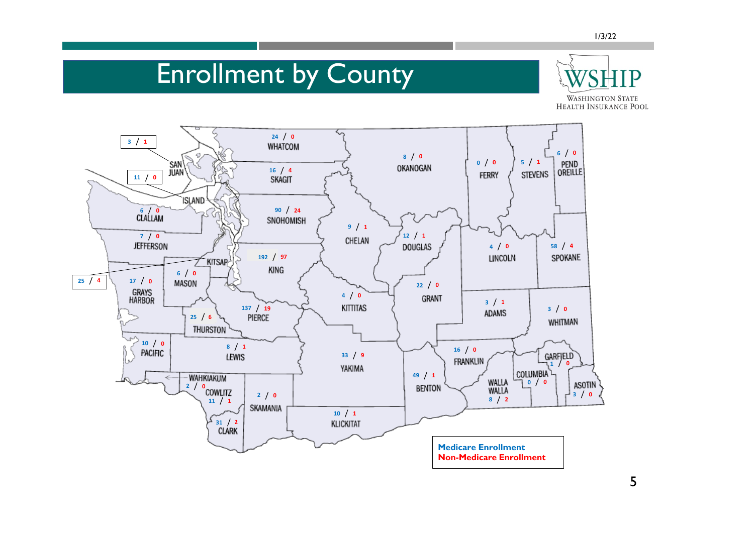# Enrollment by County

WSHIP
WASHINGTON STATE HEALTH INSURANCE POOL

SAN JUAN 3 / 1
ISLAND 11 / 0
WHATCOM 24 / 0
SKAGIT 16 / 4
OKANOGAN 8 / 0
FERRY 0 / 0
STEVENS 5 / 1
PEND OREILLE 6 / 0
CLALLAM 6 / 0
JEFFERSON 7 / 0
SNOHOMISH 90 / 24
CHELAN 9 / 1
DOUGLAS 12 / 1
LINCOLN 4 / 0
SPOKANE 58 / 4
KITSAP 25 / 4
KING 192 / 97
MASON 6 / 0
GRAYS HARBOR 17 / 0
KITTITAS 4 / 0
GRANT 22 / 0
ADAMS 3 / 1
WHITMAN 3 / 0
PIERCE 137 / 19
THURSTON 25 / 6
PACIFIC 10 / 0
LEWIS 8 / 1
YAKIMA 33 / 9
FRANKLIN 16 / 0
GARFIELD 1 / 0
BENTON 49 / 1
WAHKIAKUM 2 / 0
COWLITZ 11 / 1
COLUMBIA 0 / 0
WALLA WALLA 8 / 2
ASOTIN 3 / 0
SKAMANIA 2 / 0
KLICKITAT 10 / 1
CLARK 31 / 2

**Medicare Enrollment**
**Non-Medicare Enrollment**